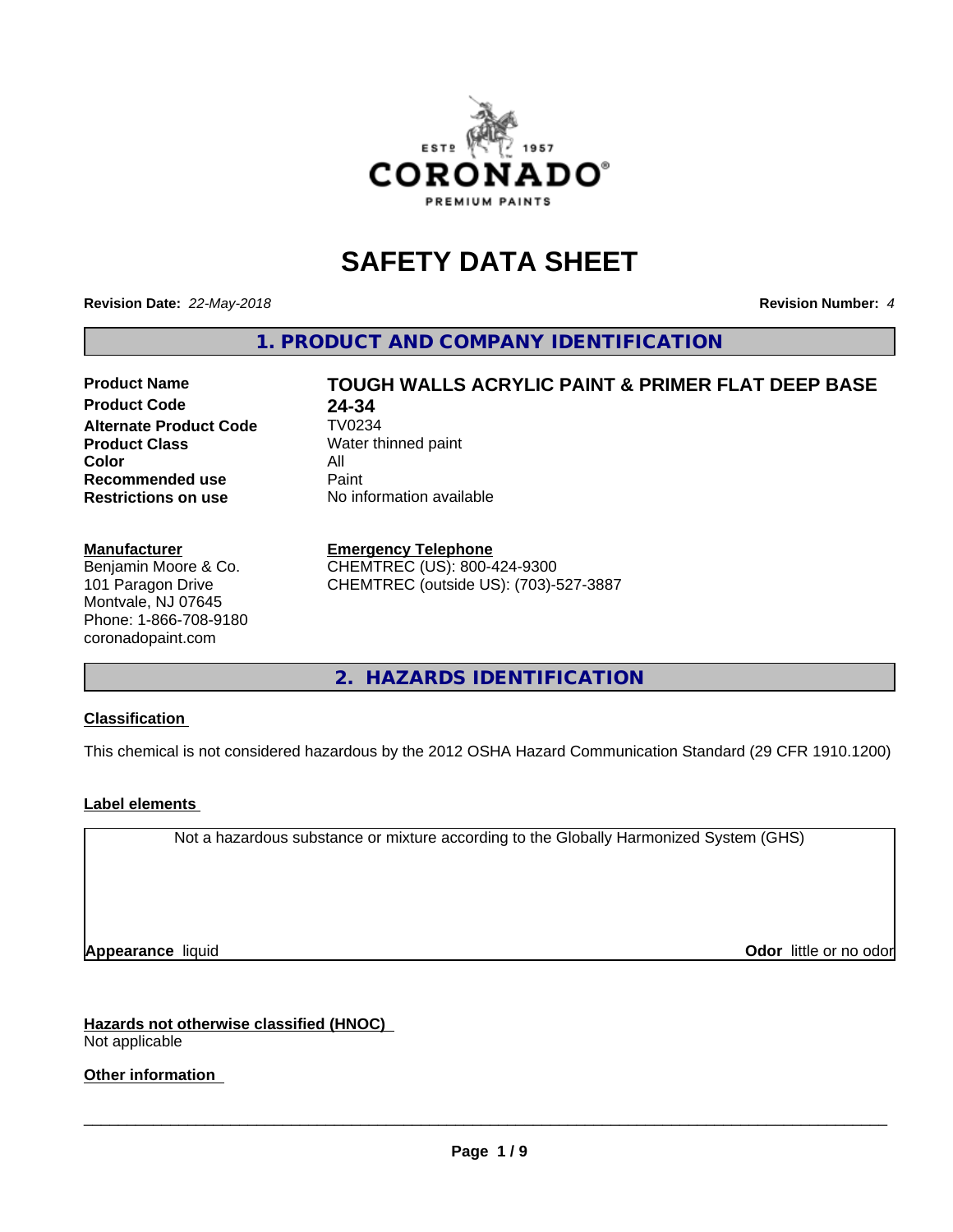ESTD 1957
CORONADO®
PREMIUM PAINTS

# SAFETY DATA SHEET

**Revision Date:** *22-May-2018* **Revision Number:** *4*

## 1. PRODUCT AND COMPANY IDENTIFICATION

| | |
|---|---|
| **Product Name** | **TOUGH WALLS ACRYLIC PAINT & PRIMER FLAT DEEP BASE** |
| **Product Code** | **24-34** |
| **Alternate Product Code** | TV0234 |
| **Product Class** | Water thinned paint |
| **Color** | All |
| **Recommended use** | Paint |
| **Restrictions on use** | No information available |

**Manufacturer**
Benjamin Moore & Co.
101 Paragon Drive
Montvale, NJ 07645
Phone: 1-866-708-9180
coronadopaint.com

**Emergency Telephone**
CHEMTREC (US): 800-424-9300
CHEMTREC (outside US): (703)-527-3887

## 2. HAZARDS IDENTIFICATION

**Classification**

This chemical is not considered hazardous by the 2012 OSHA Hazard Communication Standard (29 CFR 1910.1200)

**Label elements**

Not a hazardous substance or mixture according to the Globally Harmonized System (GHS)

**Appearance** liquid **Odor** little or no odor

**Hazards not otherwise classified (HNOC)**
Not applicable

**Other information**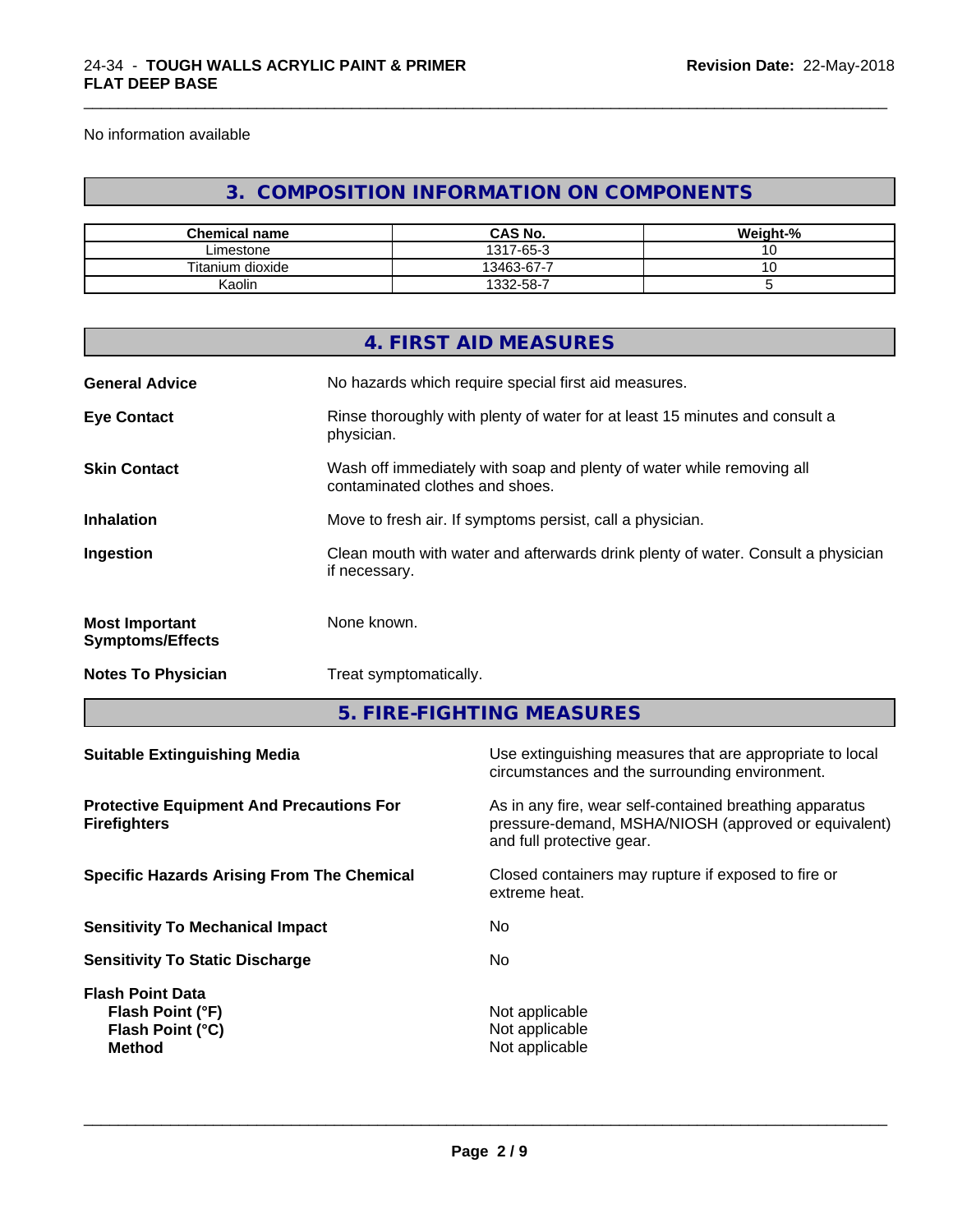No information available

## 3. COMPOSITION INFORMATION ON COMPONENTS

| Chemical name | CAS No. | Weight-% |
|---|---|---|
| Limestone | 1317-65-3 | 10 |
| Titanium dioxide | 13463-67-7 | 10 |
| Kaolin | 1332-58-7 | 5 |

## 4. FIRST AID MEASURES

**General Advice** No hazards which require special first aid measures.

**Eye Contact** Rinse thoroughly with plenty of water for at least 15 minutes and consult a physician.

**Skin Contact** Wash off immediately with soap and plenty of water while removing all contaminated clothes and shoes.

**Inhalation** Move to fresh air. If symptoms persist, call a physician.

**Ingestion** Clean mouth with water and afterwards drink plenty of water. Consult a physician if necessary.

**Most Important Symptoms/Effects** None known.

**Notes To Physician** Treat symptomatically.

## 5. FIRE-FIGHTING MEASURES

**Suitable Extinguishing Media** Use extinguishing measures that are appropriate to local circumstances and the surrounding environment.

**Protective Equipment And Precautions For Firefighters** As in any fire, wear self-contained breathing apparatus pressure-demand, MSHA/NIOSH (approved or equivalent) and full protective gear.

**Specific Hazards Arising From The Chemical** Closed containers may rupture if exposed to fire or extreme heat.

**Sensitivity To Mechanical Impact** No

**Sensitivity To Static Discharge** No

**Flash Point Data**
**Flash Point (°F)** Not applicable
**Flash Point (°C)** Not applicable
**Method** Not applicable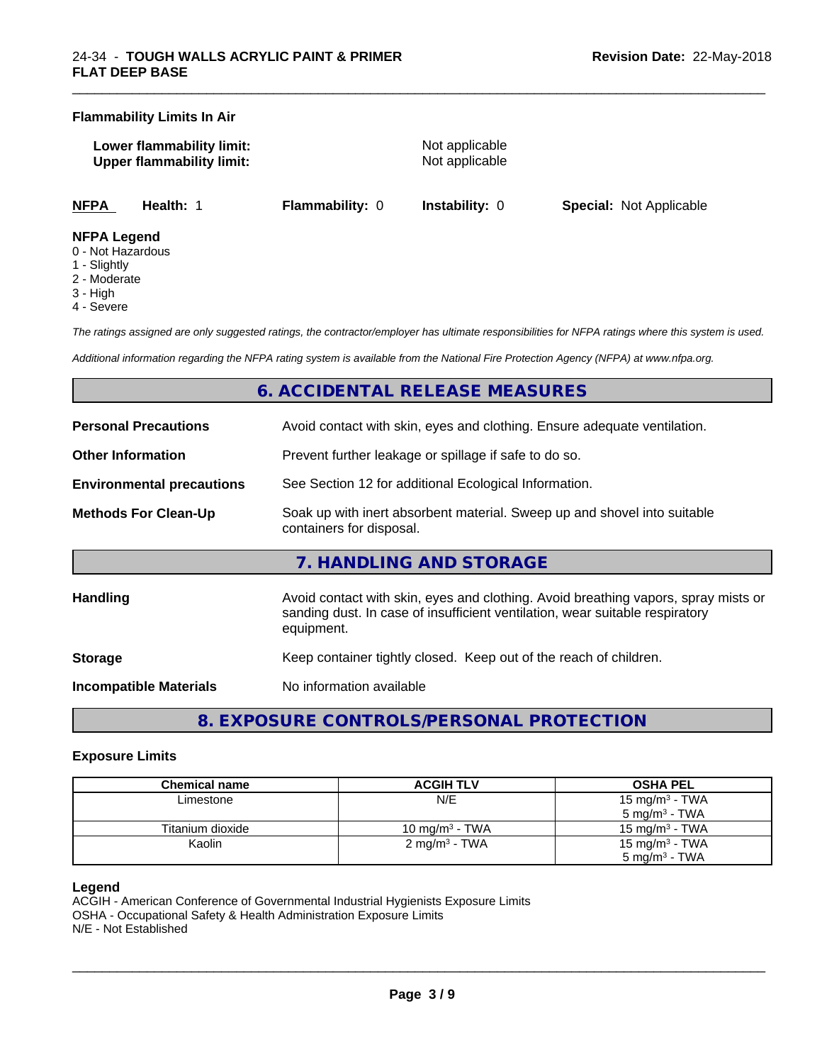**Flammability Limits In Air**

**Lower flammability limit:** Not applicable
**Upper flammability limit:** Not applicable

| **NFPA** | **Health:** 1 | **Flammability:** 0 | **Instability:** 0 | **Special:** Not Applicable |
|---|---|---|---|---|

**NFPA Legend**
- 0 - Not Hazardous
- 1 - Slightly
- 2 - Moderate
- 3 - High
- 4 - Severe

*The ratings assigned are only suggested ratings, the contractor/employer has ultimate responsibilities for NFPA ratings where this system is used.*

*Additional information regarding the NFPA rating system is available from the National Fire Protection Agency (NFPA) at www.nfpa.org.*

## 6. ACCIDENTAL RELEASE MEASURES

**Personal Precautions** Avoid contact with skin, eyes and clothing. Ensure adequate ventilation.

**Other Information** Prevent further leakage or spillage if safe to do so.

**Environmental precautions** See Section 12 for additional Ecological Information.

**Methods For Clean-Up** Soak up with inert absorbent material. Sweep up and shovel into suitable containers for disposal.

## 7. HANDLING AND STORAGE

**Handling** Avoid contact with skin, eyes and clothing. Avoid breathing vapors, spray mists or sanding dust. In case of insufficient ventilation, wear suitable respiratory equipment.

**Storage** Keep container tightly closed. Keep out of the reach of children.

**Incompatible Materials** No information available

## 8. EXPOSURE CONTROLS/PERSONAL PROTECTION

**Exposure Limits**

| Chemical name | ACGIH TLV | OSHA PEL |
|---|---|---|
| Limestone | N/E | 15 mg/m$^3$ - TWA<br>5 mg/m$^3$ - TWA |
| Titanium dioxide | 10 mg/m$^3$ - TWA | 15 mg/m$^3$ - TWA |
| Kaolin | 2 mg/m$^3$ - TWA | 15 mg/m$^3$ - TWA<br>5 mg/m$^3$ - TWA |

**Legend**
ACGIH - American Conference of Governmental Industrial Hygienists Exposure Limits
OSHA - Occupational Safety & Health Administration Exposure Limits
N/E - Not Established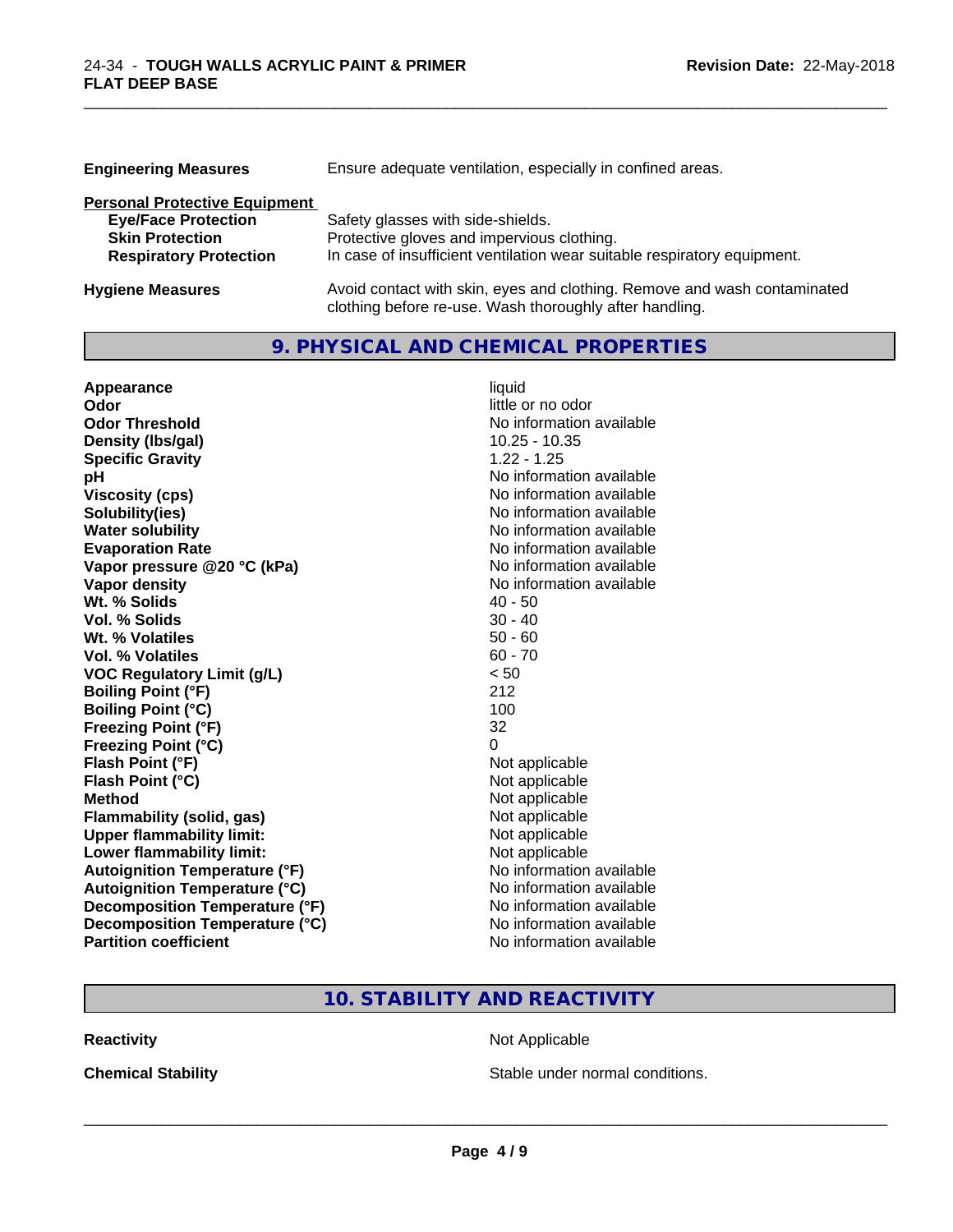| | |
|---|---|
| **Engineering Measures** | Ensure adequate ventilation, especially in confined areas. |

**Personal Protective Equipment**

| | |
|---|---|
| **Eye/Face Protection** | Safety glasses with side-shields. |
| **Skin Protection** | Protective gloves and impervious clothing. |
| **Respiratory Protection** | In case of insufficient ventilation wear suitable respiratory equipment. |

| | |
|---|---|
| **Hygiene Measures** | Avoid contact with skin, eyes and clothing. Remove and wash contaminated clothing before re-use. Wash thoroughly after handling. |

## 9. PHYSICAL AND CHEMICAL PROPERTIES

| | |
|---|---|
| **Appearance** | liquid |
| **Odor** | little or no odor |
| **Odor Threshold** | No information available |
| **Density (lbs/gal)** | 10.25 - 10.35 |
| **Specific Gravity** | 1.22 - 1.25 |
| **pH** | No information available |
| **Viscosity (cps)** | No information available |
| **Solubility(ies)** | No information available |
| **Water solubility** | No information available |
| **Evaporation Rate** | No information available |
| **Vapor pressure @20 °C (kPa)** | No information available |
| **Vapor density** | No information available |
| **Wt. % Solids** | 40 - 50 |
| **Vol. % Solids** | 30 - 40 |
| **Wt. % Volatiles** | 50 - 60 |
| **Vol. % Volatiles** | 60 - 70 |
| **VOC Regulatory Limit (g/L)** | < 50 |
| **Boiling Point (°F)** | 212 |
| **Boiling Point (°C)** | 100 |
| **Freezing Point (°F)** | 32 |
| **Freezing Point (°C)** | 0 |
| **Flash Point (°F)** | Not applicable |
| **Flash Point (°C)** | Not applicable |
| **Method** | Not applicable |
| **Flammability (solid, gas)** | Not applicable |
| **Upper flammability limit:** | Not applicable |
| **Lower flammability limit:** | Not applicable |
| **Autoignition Temperature (°F)** | No information available |
| **Autoignition Temperature (°C)** | No information available |
| **Decomposition Temperature (°F)** | No information available |
| **Decomposition Temperature (°C)** | No information available |
| **Partition coefficient** | No information available |

## 10. STABILITY AND REACTIVITY

| | |
|---|---|
| **Reactivity** | Not Applicable |
| **Chemical Stability** | Stable under normal conditions. |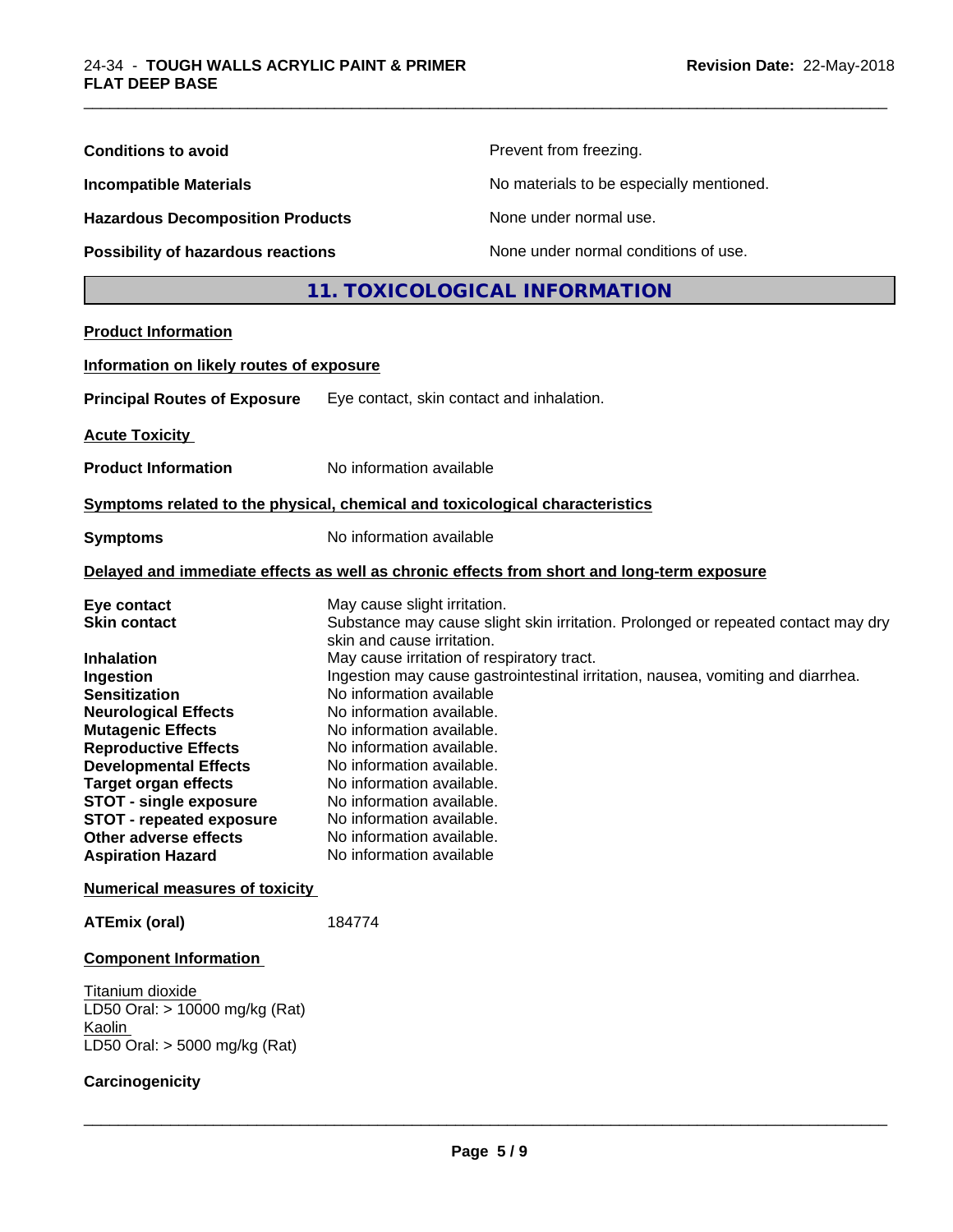| | |
|---|---|
| **Conditions to avoid** | Prevent from freezing. |
| **Incompatible Materials** | No materials to be especially mentioned. |
| **Hazardous Decomposition Products** | None under normal use. |
| **Possibility of hazardous reactions** | None under normal conditions of use. |

## 11. TOXICOLOGICAL INFORMATION

**Product Information**

**Information on likely routes of exposure**

**Principal Routes of Exposure** Eye contact, skin contact and inhalation.

**Acute Toxicity**

**Product Information** No information available

**Symptoms related to the physical, chemical and toxicological characteristics**

**Symptoms** No information available

**Delayed and immediate effects as well as chronic effects from short and long-term exposure**

| | |
|---|---|
| **Eye contact** | May cause slight irritation. |
| **Skin contact** | Substance may cause slight skin irritation. Prolonged or repeated contact may dry skin and cause irritation. |
| **Inhalation** | May cause irritation of respiratory tract. |
| **Ingestion** | Ingestion may cause gastrointestinal irritation, nausea, vomiting and diarrhea. |
| **Sensitization** | No information available |
| **Neurological Effects** | No information available. |
| **Mutagenic Effects** | No information available. |
| **Reproductive Effects** | No information available. |
| **Developmental Effects** | No information available. |
| **Target organ effects** | No information available. |
| **STOT - single exposure** | No information available. |
| **STOT - repeated exposure** | No information available. |
| **Other adverse effects** | No information available. |
| **Aspiration Hazard** | No information available |

**Numerical measures of toxicity**

**ATEmix (oral)** 184774

**Component Information**

Titanium dioxide
LD50 Oral: > 10000 mg/kg (Rat)
Kaolin
LD50 Oral: > 5000 mg/kg (Rat)

**Carcinogenicity**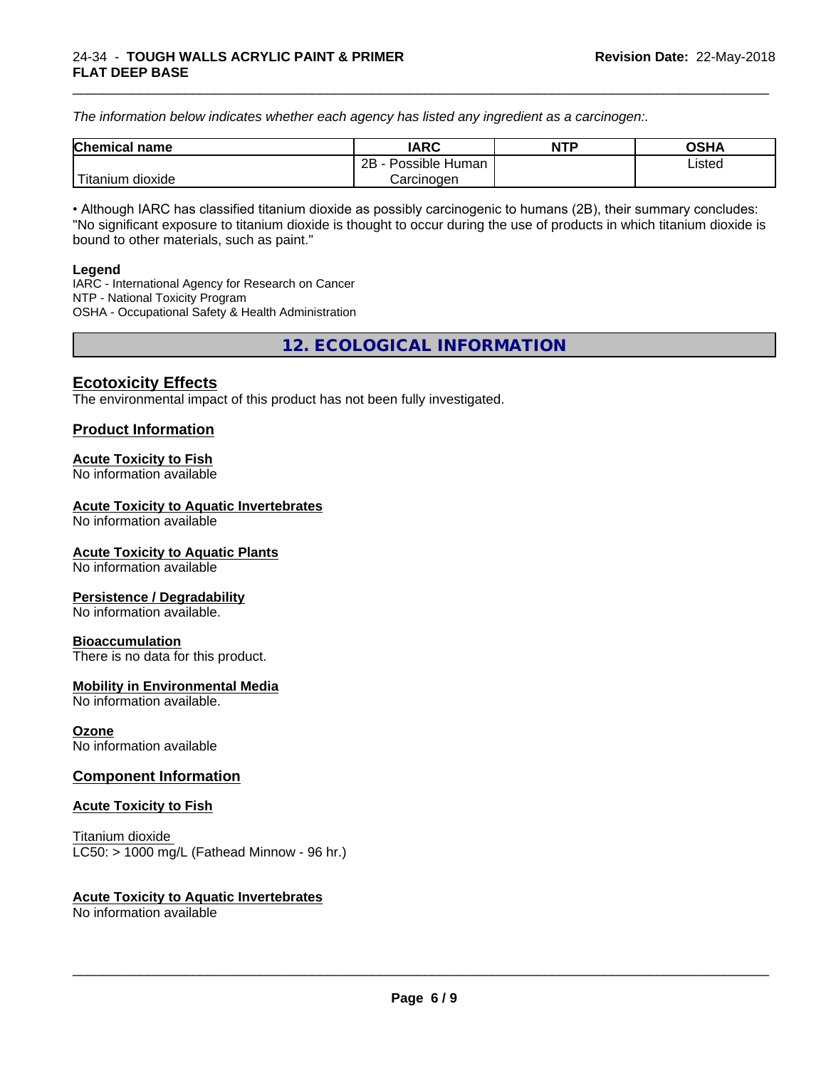*The information below indicates whether each agency has listed any ingredient as a carcinogen:.*

| Chemical name | IARC | NTP | OSHA |
|---|---|---|---|
| Titanium dioxide | 2B - Possible Human Carcinogen | | Listed |

• Although IARC has classified titanium dioxide as possibly carcinogenic to humans (2B), their summary concludes: "No significant exposure to titanium dioxide is thought to occur during the use of products in which titanium dioxide is bound to other materials, such as paint."

**Legend**
IARC - International Agency for Research on Cancer
NTP - National Toxicity Program
OSHA - Occupational Safety & Health Administration

## 12. ECOLOGICAL INFORMATION

### Ecotoxicity Effects

The environmental impact of this product has not been fully investigated.

### Product Information

**Acute Toxicity to Fish**
No information available

**Acute Toxicity to Aquatic Invertebrates**
No information available

**Acute Toxicity to Aquatic Plants**
No information available

**Persistence / Degradability**
No information available.

**Bioaccumulation**
There is no data for this product.

**Mobility in Environmental Media**
No information available.

**Ozone**
No information available

### Component Information

**Acute Toxicity to Fish**

Titanium dioxide
LC50: > 1000 mg/L (Fathead Minnow - 96 hr.)

**Acute Toxicity to Aquatic Invertebrates**
No information available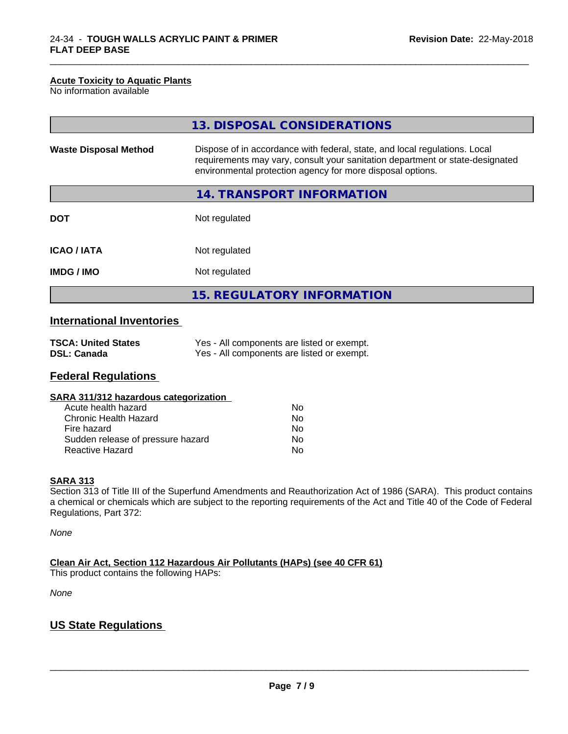**Acute Toxicity to Aquatic Plants**
No information available

## 13. DISPOSAL CONSIDERATIONS

| | |
|---|---|
| **Waste Disposal Method** | Dispose of in accordance with federal, state, and local regulations. Local requirements may vary, consult your sanitation department or state-designated environmental protection agency for more disposal options. |

## 14. TRANSPORT INFORMATION

| | |
|---|---|
| **DOT** | Not regulated |
| **ICAO / IATA** | Not regulated |
| **IMDG / IMO** | Not regulated |

## 15. REGULATORY INFORMATION

### International Inventories

| | |
|---|---|
| **TSCA: United States** | Yes - All components are listed or exempt. |
| **DSL: Canada** | Yes - All components are listed or exempt. |

### Federal Regulations

**SARA 311/312 hazardous categorization**

| | |
|---|---|
| Acute health hazard | No |
| Chronic Health Hazard | No |
| Fire hazard | No |
| Sudden release of pressure hazard | No |
| Reactive Hazard | No |

**SARA 313**
Section 313 of Title III of the Superfund Amendments and Reauthorization Act of 1986 (SARA). This product contains a chemical or chemicals which are subject to the reporting requirements of the Act and Title 40 of the Code of Federal Regulations, Part 372:

*None*

**Clean Air Act, Section 112 Hazardous Air Pollutants (HAPs) (see 40 CFR 61)**
This product contains the following HAPs:

*None*

### US State Regulations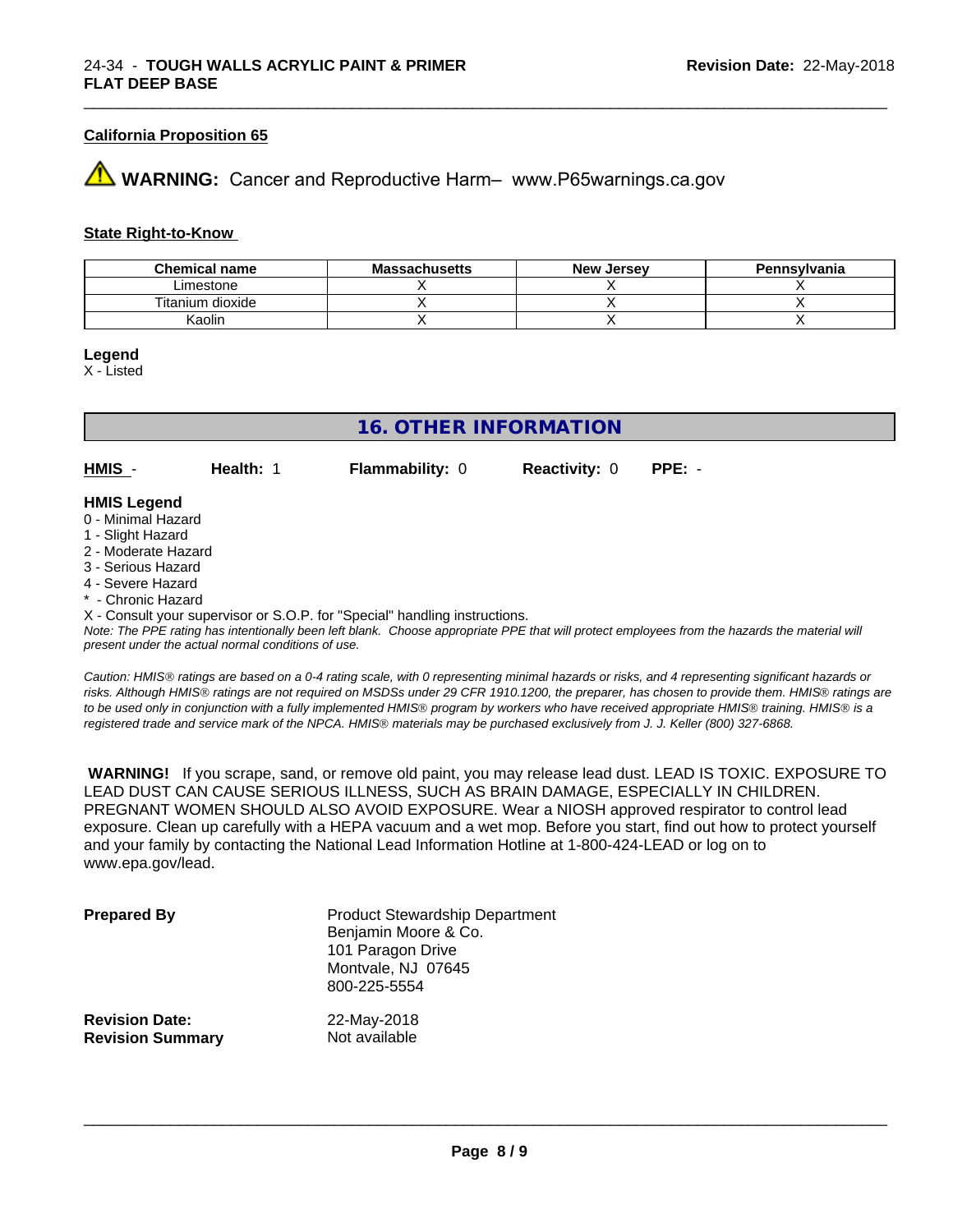**California Proposition 65**

⚠ **WARNING:** Cancer and Reproductive Harm– www.P65warnings.ca.gov

**State Right-to-Know**

| Chemical name | Massachusetts | New Jersey | Pennsylvania |
|---|---|---|---|
| Limestone | X | X | X |
| Titanium dioxide | X | X | X |
| Kaolin | X | X | X |

**Legend**
X - Listed

## 16. OTHER INFORMATION

**HMIS** - **Health:** 1 **Flammability:** 0 **Reactivity:** 0 **PPE:** -

**HMIS Legend**
0 - Minimal Hazard
1 - Slight Hazard
2 - Moderate Hazard
3 - Serious Hazard
4 - Severe Hazard
* - Chronic Hazard
X - Consult your supervisor or S.O.P. for "Special" handling instructions.
*Note: The PPE rating has intentionally been left blank. Choose appropriate PPE that will protect employees from the hazards the material will present under the actual normal conditions of use.*

*Caution: HMIS® ratings are based on a 0-4 rating scale, with 0 representing minimal hazards or risks, and 4 representing significant hazards or risks. Although HMIS® ratings are not required on MSDSs under 29 CFR 1910.1200, the preparer, has chosen to provide them. HMIS® ratings are to be used only in conjunction with a fully implemented HMIS® program by workers who have received appropriate HMIS® training. HMIS® is a registered trade and service mark of the NPCA. HMIS® materials may be purchased exclusively from J. J. Keller (800) 327-6868.*

**WARNING!** If you scrape, sand, or remove old paint, you may release lead dust. LEAD IS TOXIC. EXPOSURE TO LEAD DUST CAN CAUSE SERIOUS ILLNESS, SUCH AS BRAIN DAMAGE, ESPECIALLY IN CHILDREN. PREGNANT WOMEN SHOULD ALSO AVOID EXPOSURE. Wear a NIOSH approved respirator to control lead exposure. Clean up carefully with a HEPA vacuum and a wet mop. Before you start, find out how to protect yourself and your family by contacting the National Lead Information Hotline at 1-800-424-LEAD or log on to www.epa.gov/lead.

**Prepared By**
Product Stewardship Department
Benjamin Moore & Co.
101 Paragon Drive
Montvale, NJ 07645
800-225-5554

**Revision Date:** 22-May-2018
**Revision Summary** Not available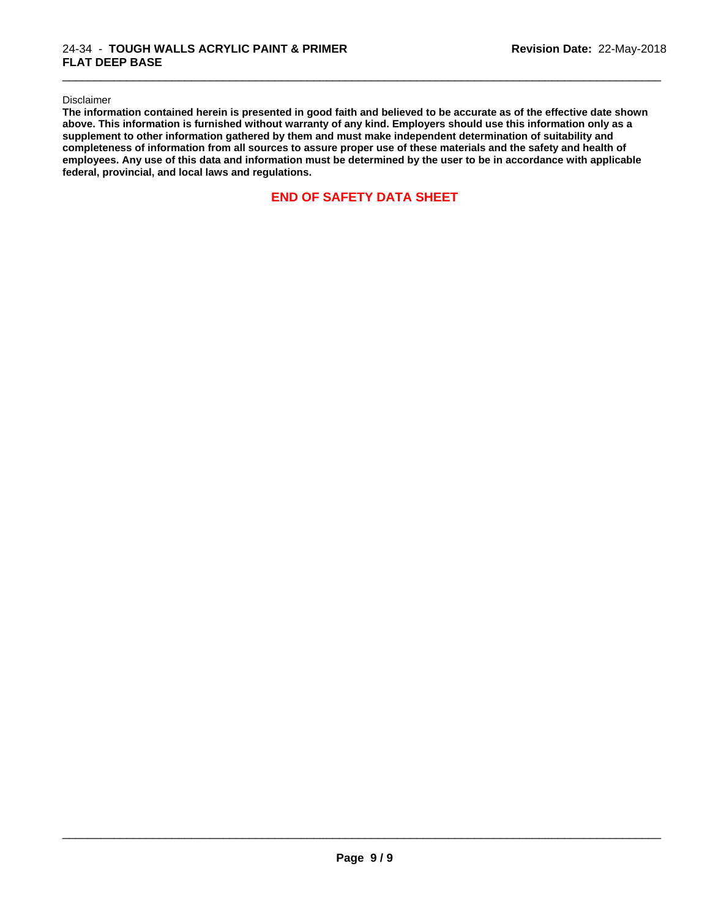Disclaimer

**The information contained herein is presented in good faith and believed to be accurate as of the effective date shown above. This information is furnished without warranty of any kind. Employers should use this information only as a supplement to other information gathered by them and must make independent determination of suitability and completeness of information from all sources to assure proper use of these materials and the safety and health of employees. Any use of this data and information must be determined by the user to be in accordance with applicable federal, provincial, and local laws and regulations.**

**END OF SAFETY DATA SHEET**